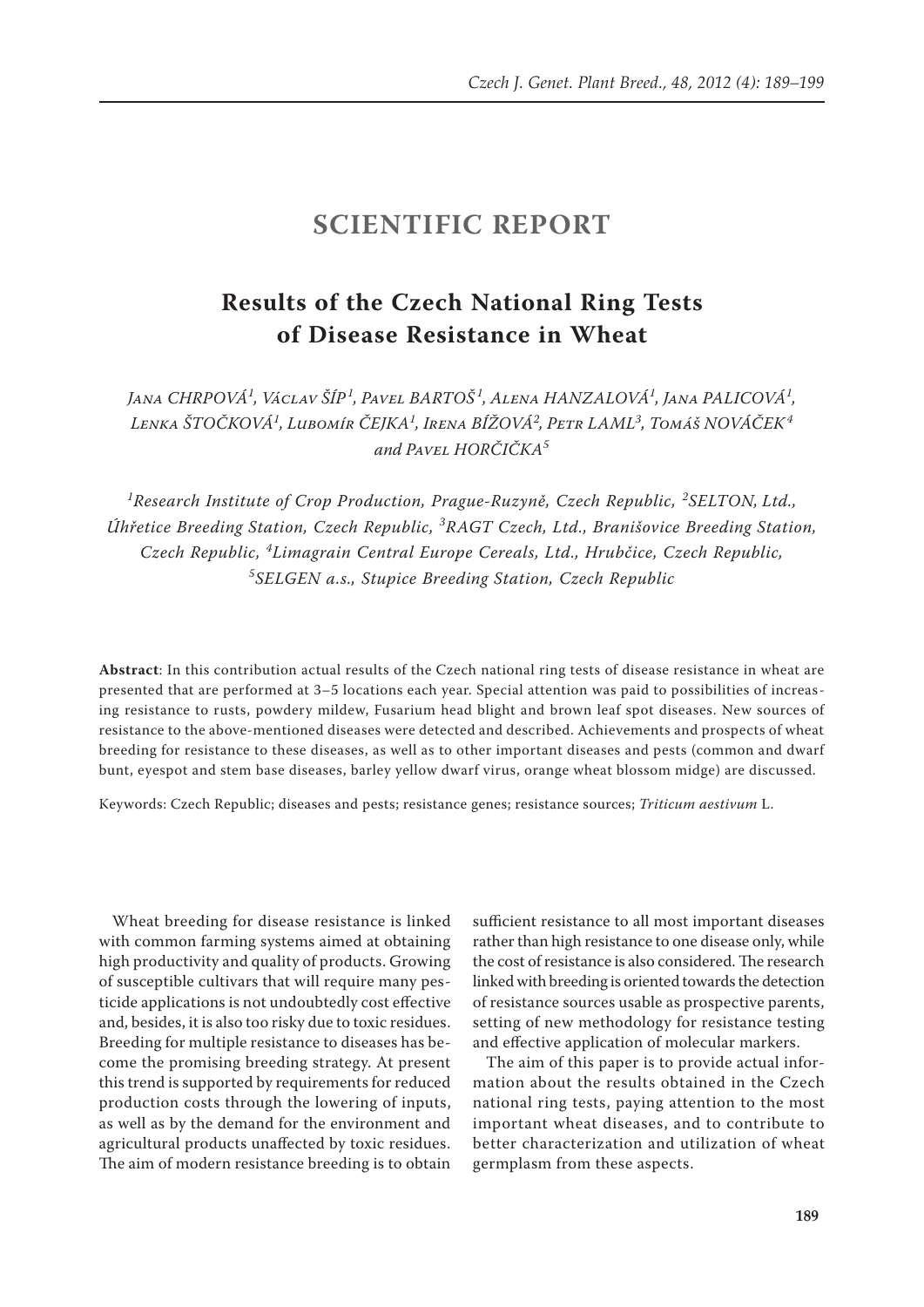# SCIENTIFIC REPORT

## Results of the Czech National Ring Tests of Disease Resistance in Wheat

*Jana CHRPOVÁ[1], Václav ŠÍP[1], Pavel BARTOŠ[1], Alena HANZALOVÁ[1], Jana PALICOVÁ[1], Lenka ŠTOČKOVÁ[1], Lubomír ČEJKA[1], Irena BÍŽOVÁ[2], Petr LAML[3], Tomáš NOVÁČEK[4] and Pavel HORČIČKA[5]*

*[1]Research Institute of Crop Production, Prague-Ruzyně, Czech Republic, [2]SELTON, Ltd., Úhřetice Breeding Station, Czech Republic, [3]RAGT Czech, Ltd., Branišovice Breeding Station, Czech Republic, [4]Limagrain Central Europe Cereals, Ltd., Hrubčice, Czech Republic, [5]SELGEN a.s., Stupice Breeding Station, Czech Republic*

**Abstract**: In this contribution actual results of the Czech national ring tests of disease resistance in wheat are presented that are performed at 3–5 locations each year. Special attention was paid to possibilities of increasing resistance to rusts, powdery mildew, Fusarium head blight and brown leaf spot diseases. New sources of resistance to the above-mentioned diseases were detected and described. Achievements and prospects of wheat breeding for resistance to these diseases, as well as to other important diseases and pests (common and dwarf bunt, eyespot and stem base diseases, barley yellow dwarf virus, orange wheat blossom midge) are discussed.

Keywords: Czech Republic; diseases and pests; resistance genes; resistance sources; *Triticum aestivum* L.

Wheat breeding for disease resistance is linked with common farming systems aimed at obtaining high productivity and quality of products. Growing of susceptible cultivars that will require many pesticide applications is not undoubtedly cost effective and, besides, it is also too risky due to toxic residues. Breeding for multiple resistance to diseases has become the promising breeding strategy. At present this trend is supported by requirements for reduced production costs through the lowering of inputs, as well as by the demand for the environment and agricultural products unaffected by toxic residues. The aim of modern resistance breeding is to obtain sufficient resistance to all most important diseases rather than high resistance to one disease only, while the cost of resistance is also considered. The research linked with breeding is oriented towards the detection of resistance sources usable as prospective parents, setting of new methodology for resistance testing and effective application of molecular markers.

The aim of this paper is to provide actual information about the results obtained in the Czech national ring tests, paying attention to the most important wheat diseases, and to contribute to better characterization and utilization of wheat germplasm from these aspects.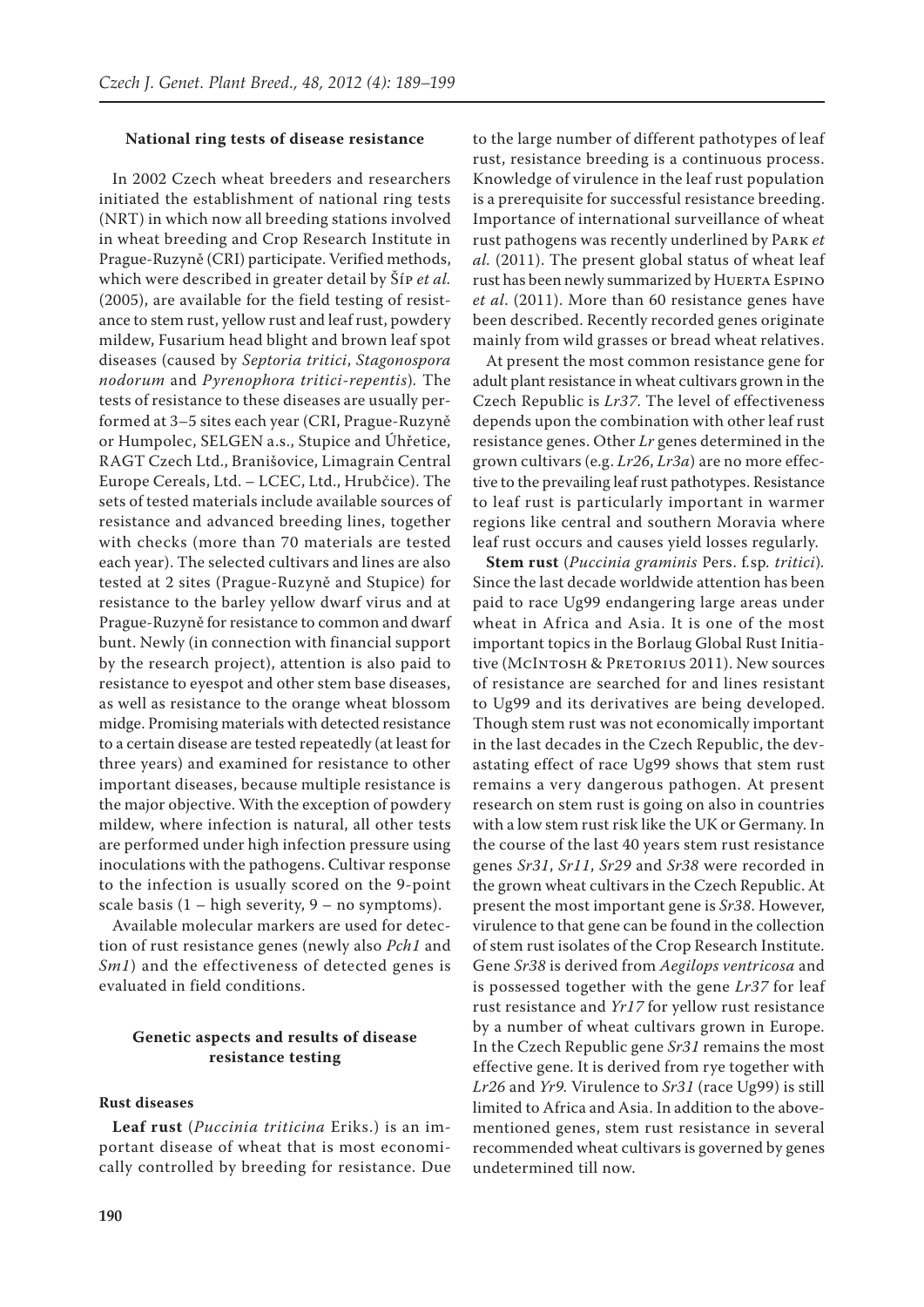### National ring tests of disease resistance

In 2002 Czech wheat breeders and researchers initiated the establishment of national ring tests (NRT) in which now all breeding stations involved in wheat breeding and Crop Research Institute in Prague-Ruzyně (CRI) participate. Verified methods, which were described in greater detail by Šíp *et al.* (2005), are available for the field testing of resistance to stem rust, yellow rust and leaf rust, powdery mildew, Fusarium head blight and brown leaf spot diseases (caused by *Septoria tritici*, *Stagonospora nodorum* and *Pyrenophora tritici-repentis*). The tests of resistance to these diseases are usually performed at 3–5 sites each year (CRI, Prague-Ruzyně or Humpolec, SELGEN a.s., Stupice and Úhřetice, RAGT Czech Ltd., Branišovice, Limagrain Central Europe Cereals, Ltd. – LCEC, Ltd., Hrubčice). The sets of tested materials include available sources of resistance and advanced breeding lines, together with checks (more than 70 materials are tested each year). The selected cultivars and lines are also tested at 2 sites (Prague-Ruzyně and Stupice) for resistance to the barley yellow dwarf virus and at Prague-Ruzyně for resistance to common and dwarf bunt. Newly (in connection with financial support by the research project), attention is also paid to resistance to eyespot and other stem base diseases, as well as resistance to the orange wheat blossom midge. Promising materials with detected resistance to a certain disease are tested repeatedly (at least for three years) and examined for resistance to other important diseases, because multiple resistance is the major objective. With the exception of powdery mildew, where infection is natural, all other tests are performed under high infection pressure using inoculations with the pathogens. Cultivar response to the infection is usually scored on the 9-point scale basis (1 – high severity, 9 – no symptoms).

Available molecular markers are used for detection of rust resistance genes (newly also *Pch1* and *Sm1*) and the effectiveness of detected genes is evaluated in field conditions.

### Genetic aspects and results of disease resistance testing

#### Rust diseases

**Leaf rust** (*Puccinia triticina* Eriks.) is an important disease of wheat that is most economically controlled by breeding for resistance. Due to the large number of different pathotypes of leaf rust, resistance breeding is a continuous process. Knowledge of virulence in the leaf rust population is a prerequisite for successful resistance breeding. Importance of international surveillance of wheat rust pathogens was recently underlined by Park *et al.* (2011). The present global status of wheat leaf rust has been newly summarized by Huerta Espino *et al*. (2011). More than 60 resistance genes have been described. Recently recorded genes originate mainly from wild grasses or bread wheat relatives.

At present the most common resistance gene for adult plant resistance in wheat cultivars grown in the Czech Republic is *Lr37*. The level of effectiveness depends upon the combination with other leaf rust resistance genes. Other *Lr* genes determined in the grown cultivars (e.g. *Lr26*, *Lr3a*) are no more effective to the prevailing leaf rust pathotypes. Resistance to leaf rust is particularly important in warmer regions like central and southern Moravia where leaf rust occurs and causes yield losses regularly.

**Stem rust** (*Puccinia graminis* Pers. f.sp. *tritici*). Since the last decade worldwide attention has been paid to race Ug99 endangering large areas under wheat in Africa and Asia. It is one of the most important topics in the Borlaug Global Rust Initiative (McIntosh & Pretorius 2011). New sources of resistance are searched for and lines resistant to Ug99 and its derivatives are being developed. Though stem rust was not economically important in the last decades in the Czech Republic, the devastating effect of race Ug99 shows that stem rust remains a very dangerous pathogen. At present research on stem rust is going on also in countries with a low stem rust risk like the UK or Germany. In the course of the last 40 years stem rust resistance genes *Sr31*, *Sr11*, *Sr29* and *Sr38* were recorded in the grown wheat cultivars in the Czech Republic. At present the most important gene is *Sr38*. However, virulence to that gene can be found in the collection of stem rust isolates of the Crop Research Institute. Gene *Sr38* is derived from *Aegilops ventricosa* and is possessed together with the gene *Lr37* for leaf rust resistance and *Yr17* for yellow rust resistance by a number of wheat cultivars grown in Europe. In the Czech Republic gene *Sr31* remains the most effective gene. It is derived from rye together with *Lr26* and *Yr9*. Virulence to *Sr31* (race Ug99) is still limited to Africa and Asia. In addition to the above-mentioned genes, stem rust resistance in several recommended wheat cultivars is governed by genes undetermined till now.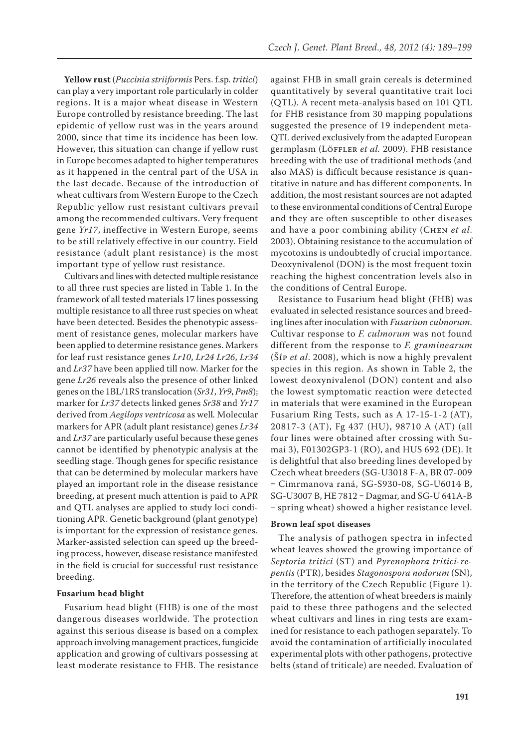**Yellow rust** (*Puccinia striiformis* Pers. f.sp. *tritici*) can play a very important role particularly in colder regions. It is a major wheat disease in Western Europe controlled by resistance breeding. The last epidemic of yellow rust was in the years around 2000, since that time its incidence has been low. However, this situation can change if yellow rust in Europe becomes adapted to higher temperatures as it happened in the central part of the USA in the last decade. Because of the introduction of wheat cultivars from Western Europe to the Czech Republic yellow rust resistant cultivars prevail among the recommended cultivars. Very frequent gene *Yr17*, ineffective in Western Europe, seems to be still relatively effective in our country. Field resistance (adult plant resistance) is the most important type of yellow rust resistance.

Cultivars and lines with detected multiple resistance to all three rust species are listed in Table 1. In the framework of all tested materials 17 lines possessing multiple resistance to all three rust species on wheat have been detected. Besides the phenotypic assessment of resistance genes, molecular markers have been applied to determine resistance genes. Markers for leaf rust resistance genes *Lr10*, *Lr24 Lr26*, *Lr34* and *Lr37* have been applied till now. Marker for the gene *Lr26* reveals also the presence of other linked genes on the 1BL/1RS translocation (*Sr31*, *Yr9*, *Pm8*); marker for *Lr37* detects linked genes *Sr38* and *Yr17* derived from *Aegilops ventricosa* as well. Molecular markers for APR (adult plant resistance) genes *Lr34* and *Lr37* are particularly useful because these genes cannot be identified by phenotypic analysis at the seedling stage. Though genes for specific resistance that can be determined by molecular markers have played an important role in the disease resistance breeding, at present much attention is paid to APR and QTL analyses are applied to study loci conditioning APR. Genetic background (plant genotype) is important for the expression of resistance genes. Marker-assisted selection can speed up the breeding process, however, disease resistance manifested in the field is crucial for successful rust resistance breeding.

#### Fusarium head blight

Fusarium head blight (FHB) is one of the most dangerous diseases worldwide. The protection against this serious disease is based on a complex approach involving management practices, fungicide application and growing of cultivars possessing at least moderate resistance to FHB. The resistance against FHB in small grain cereals is determined quantitatively by several quantitative trait loci (QTL). A recent meta-analysis based on 101 QTL for FHB resistance from 30 mapping populations suggested the presence of 19 independent meta-QTL derived exclusively from the adapted European germplasm (Löffler *et al.* 2009). FHB resistance breeding with the use of traditional methods (and also MAS) is difficult because resistance is quantitative in nature and has different components. In addition, the most resistant sources are not adapted to these environmental conditions of Central Europe and they are often susceptible to other diseases and have a poor combining ability (Chen *et al*. 2003). Obtaining resistance to the accumulation of mycotoxins is undoubtedly of crucial importance. Deoxynivalenol (DON) is the most frequent toxin reaching the highest concentration levels also in the conditions of Central Europe.

Resistance to Fusarium head blight (FHB) was evaluated in selected resistance sources and breeding lines after inoculation with *Fusarium culmorum*. Cultivar response to *F. culmorum* was not found different from the response to *F. graminearum* (Šíp *et al*. 2008), which is now a highly prevalent species in this region. As shown in Table 2, the lowest deoxynivalenol (DON) content and also the lowest symptomatic reaction were detected in materials that were examined in the European Fusarium Ring Tests, such as A 17-15-1-2 (AT), 20817-3 (AT), Fg 437 (HU), 98710 A (AT) (all four lines were obtained after crossing with Sumai 3), F01302GP3-1 (RO), and HUS 692 (DE). It is delightful that also breeding lines developed by Czech wheat breeders (SG-U3018 F-A, BR 07-009 – Cimrmanova raná, SG-S930-08, SG-U6014 B, SG-U3007 B, HE 7812 – Dagmar, and SG-U 641A-B – spring wheat) showed a higher resistance level.

#### Brown leaf spot diseases

The analysis of pathogen spectra in infected wheat leaves showed the growing importance of *Septoria tritici* (ST) and *Pyrenophora tritici-repentis* (PTR), besides *Stagonospora nodorum* (SN), in the territory of the Czech Republic (Figure 1). Therefore, the attention of wheat breeders is mainly paid to these three pathogens and the selected wheat cultivars and lines in ring tests are examined for resistance to each pathogen separately. To avoid the contamination of artificially inoculated experimental plots with other pathogens, protective belts (stand of triticale) are needed. Evaluation of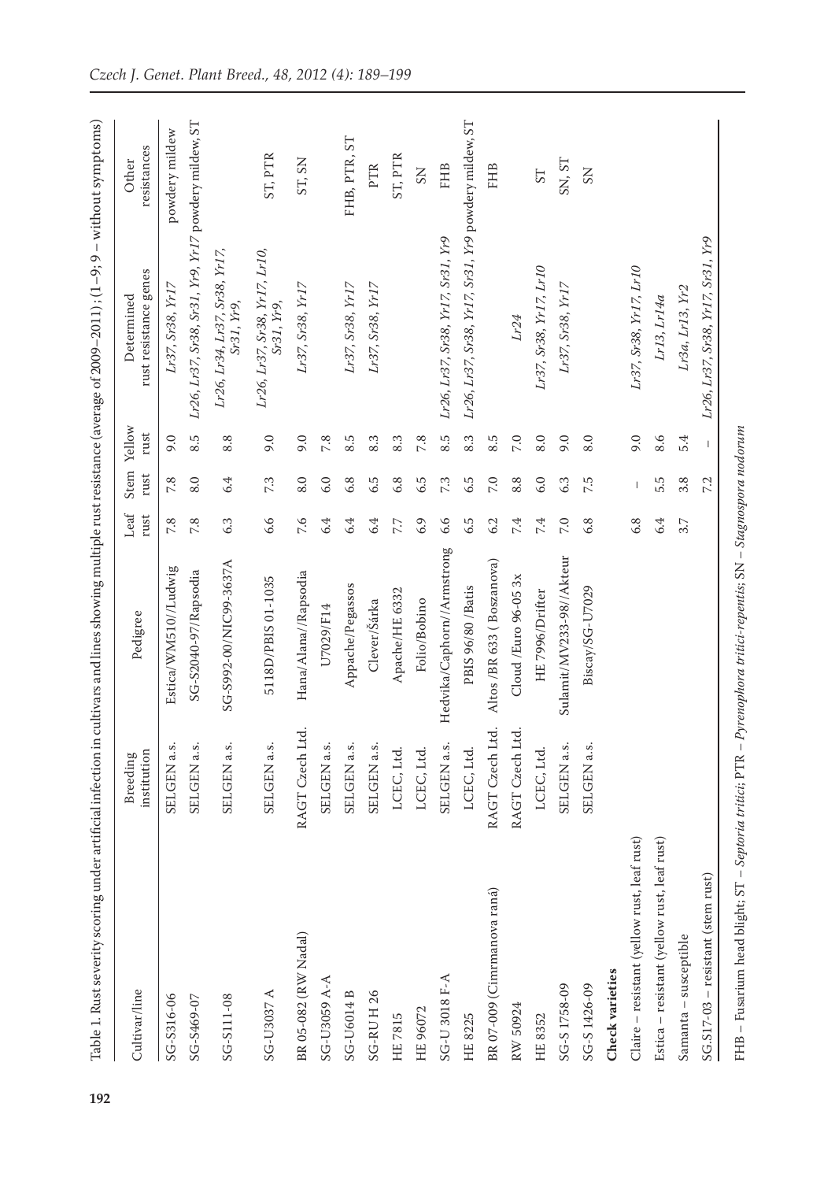Table 1. Rust severity scoring under artificial infection in cultivars and lines showing multiple rust resistance (average of 2009–2011); (1–9; 9 – without symptoms)

| Cultivar/line | Breeding institution | Pedigree | Leaf rust | Stem rust | Yellow rust | Determined rust resistance genes | Other resistances |
|---|---|---|---|---|---|---|---|
| SG-S316-06 | SELGEN a.s. | Estica/WM510//Ludwig | 7.8 | 7.8 | 9.0 | *Lr37, Sr38, Yr17* | powdery mildew |
| SG-S469-07 | SELGEN a.s. | SG-S2040-97/Rapsodia | 7.8 | 8.0 | 8.5 | *Lr26, Lr37, Sr38, Sr31, Yr9, Yr17* | powdery mildew, ST |
| SG-S111-08 | SELGEN a.s. | SG-S992-00/NIC99-3637A | 6.3 | 6.4 | 8.8 | *Lr26, Lr34, Lr37, Sr38, Yr17, Sr31, Yr9,* | |
| SG-U3037 A | SELGEN a.s. | 5118D/PBIS 01-1035 | 6.6 | 7.3 | 9.0 | *Lr26, Lr37, Sr38, Yr17, Lr10, Sr31, Yr9,* | ST, PTR |
| BR 05-082 (RW Nadal) | RAGT Czech Ltd. | Hana/Alana//Rapsodia | 7.6 | 8.0 | 9.0 | *Lr37, Sr38, Yr17* | ST, SN |
| SG-U3059 A-A | SELGEN a.s. | U7029/F14 | 6.4 | 6.0 | 7.8 | | |
| SG-U6014 B | SELGEN a.s. | Appache/Pegassos | 6.4 | 6.8 | 8.5 | *Lr37, Sr38, Yr17* | FHB, PTR, ST |
| SG-RU H 26 | SELGEN a.s. | Clever/Šárka | 6.4 | 6.5 | 8.3 | *Lr37, Sr38, Yr17* | PTR |
| HE 7815 | LCEC, Ltd. | Apache/HE 6332 | 7.7 | 6.8 | 8.3 | | ST, PTR |
| HE 96072 | LCEC, Ltd. | Folio/Bobino | 6.9 | 6.5 | 7.8 | | SN |
| SG-U 3018 F-A | SELGEN a.s. | Hedvika/Caphorn//Armstrong | 6.6 | 7.3 | 8.5 | *Lr26, Lr37, Sr38, Yr17, Sr31, Yr9* | FHB |
| HE 8225 | LCEC, Ltd. | PBIS 96/80 /Batis | 6.5 | 6.5 | 8.3 | *Lr26, Lr37, Sr38, Yr17, Sr31, Yr9* | powdery mildew, ST |
| BR 07-009 (Cimrmanova raná) | RAGT Czech Ltd. | Altos /BR 633 ( Boszanova) | 6.2 | 7.0 | 8.5 | | FHB |
| RW 50924 | RAGT Czech Ltd. | Cloud /Euro 96-05 3x | 7.4 | 8.8 | 7.0 | *Lr24* | |
| HE 8352 | LCEC, Ltd. | HE 7996/Drifter | 7.4 | 6.0 | 8.0 | *Lr37, Sr38, Yr17, Lr10* | ST |
| SG-S 1758-09 | SELGEN a.s. | Sulamit/MV233-98//Akteur | 7.0 | 6.3 | 9.0 | *Lr37, Sr38, Yr17* | SN, ST |
| SG-S 1426-09 | SELGEN a.s. | Biscay/SG-U7029 | 6.8 | 7.5 | 8.0 | | SN |
| **Check varieties** | | | | | | | |
| Claire – resistant (yellow rust, leaf rust) | | | 6.8 | – | 9.0 | *Lr37, Sr38, Yr17, Lr10* | |
| Estica – resistant (yellow rust, leaf rust) | | | 6.4 | 5.5 | 8.6 | *Lr13, Lr14a* | |
| Samanta – susceptible | | | 3.7 | 3.8 | 5.4 | *Lr3a, Lr13, Yr2* | |
| SG.S17-03 – resistant (stem rust) | | | | 7.2 | – | *Lr26, Lr37, Sr38, Yr17, Sr31, Yr9* | |

FHB – Fusarium head blight; ST – *Septoria tritici*; PTR – *Pyrenophora tritici-repentis*; SN – *Stagnospora nodorum*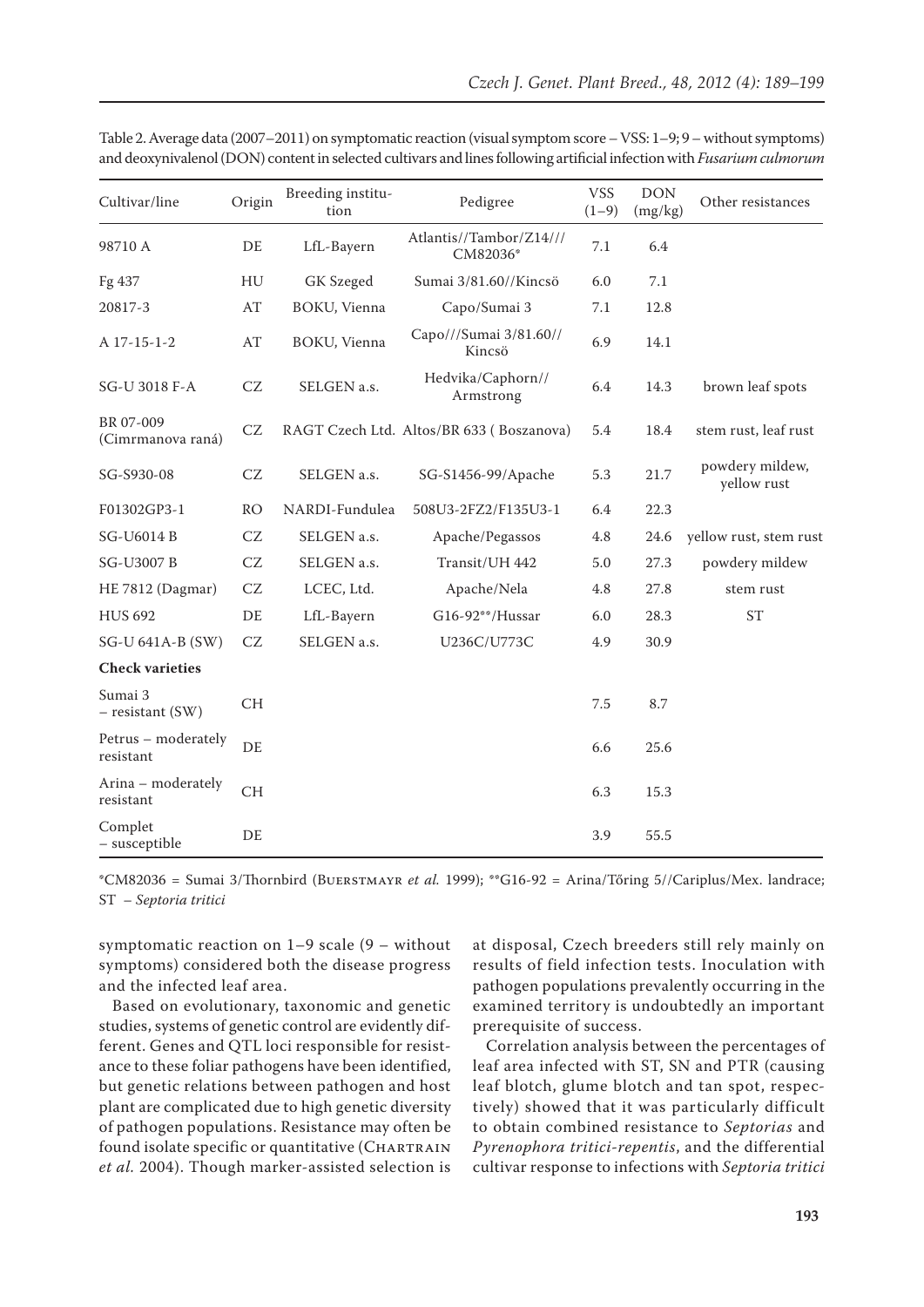Table 2. Average data (2007–2011) on symptomatic reaction (visual symptom score – VSS: 1–9; 9 – without symptoms) and deoxynivalenol (DON) content in selected cultivars and lines following artificial infection with *Fusarium culmorum*

| Cultivar/line | Origin | Breeding institution | Pedigree | VSS (1–9) | DON (mg/kg) | Other resistances |
|---|---|---|---|---|---|---|
| 98710 A | DE | LfL-Bayern | Atlantis//Tambor/Z14///CM82036* | 7.1 | 6.4 | |
| Fg 437 | HU | GK Szeged | Sumai 3/81.60//Kincsö | 6.0 | 7.1 | |
| 20817-3 | AT | BOKU, Vienna | Capo/Sumai 3 | 7.1 | 12.8 | |
| A 17-15-1-2 | AT | BOKU, Vienna | Capo///Sumai 3/81.60//Kincsö | 6.9 | 14.1 | |
| SG-U 3018 F-A | CZ | SELGEN a.s. | Hedvika/Caphorn//Armstrong | 6.4 | 14.3 | brown leaf spots |
| BR 07-009 (Cimrmanova raná) | CZ | RAGT Czech Ltd. | Altos/BR 633 ( Boszanova) | 5.4 | 18.4 | stem rust, leaf rust |
| SG-S930-08 | CZ | SELGEN a.s. | SG-S1456-99/Apache | 5.3 | 21.7 | powdery mildew, yellow rust |
| F01302GP3-1 | RO | NARDI-Fundulea | 508U3-2FZ2/F135U3-1 | 6.4 | 22.3 | |
| SG-U6014 B | CZ | SELGEN a.s. | Apache/Pegassos | 4.8 | 24.6 | yellow rust, stem rust |
| SG-U3007 B | CZ | SELGEN a.s. | Transit/UH 442 | 5.0 | 27.3 | powdery mildew |
| HE 7812 (Dagmar) | CZ | LCEC, Ltd. | Apache/Nela | 4.8 | 27.8 | stem rust |
| HUS 692 | DE | LfL-Bayern | G16-92**/Hussar | 6.0 | 28.3 | ST |
| SG-U 641A-B (SW) | CZ | SELGEN a.s. | U236C/U773C | 4.9 | 30.9 | |
| **Check varieties** | | | | | | |
| Sumai 3 – resistant (SW) | CH | | | 7.5 | 8.7 | |
| Petrus – moderately resistant | DE | | | 6.6 | 25.6 | |
| Arina – moderately resistant | CH | | | 6.3 | 15.3 | |
| Complet – susceptible | DE | | | 3.9 | 55.5 | |

*CM82036 = Sumai 3/Thornbird (Buerstmayr *et al.* 1999); **G16-92 = Arina/Tőring 5//Cariplus/Mex. landrace; ST – *Septoria tritici*

symptomatic reaction on 1–9 scale (9 – without symptoms) considered both the disease progress and the infected leaf area.

Based on evolutionary, taxonomic and genetic studies, systems of genetic control are evidently different. Genes and QTL loci responsible for resistance to these foliar pathogens have been identified, but genetic relations between pathogen and host plant are complicated due to high genetic diversity of pathogen populations. Resistance may often be found isolate specific or quantitative (Chartrain *et al.* 2004). Though marker-assisted selection is at disposal, Czech breeders still rely mainly on results of field infection tests. Inoculation with pathogen populations prevalently occurring in the examined territory is undoubtedly an important prerequisite of success.

Correlation analysis between the percentages of leaf area infected with ST, SN and PTR (causing leaf blotch, glume blotch and tan spot, respectively) showed that it was particularly difficult to obtain combined resistance to *Septorias* and *Pyrenophora tritici-repentis*, and the differential cultivar response to infections with *Septoria tritici*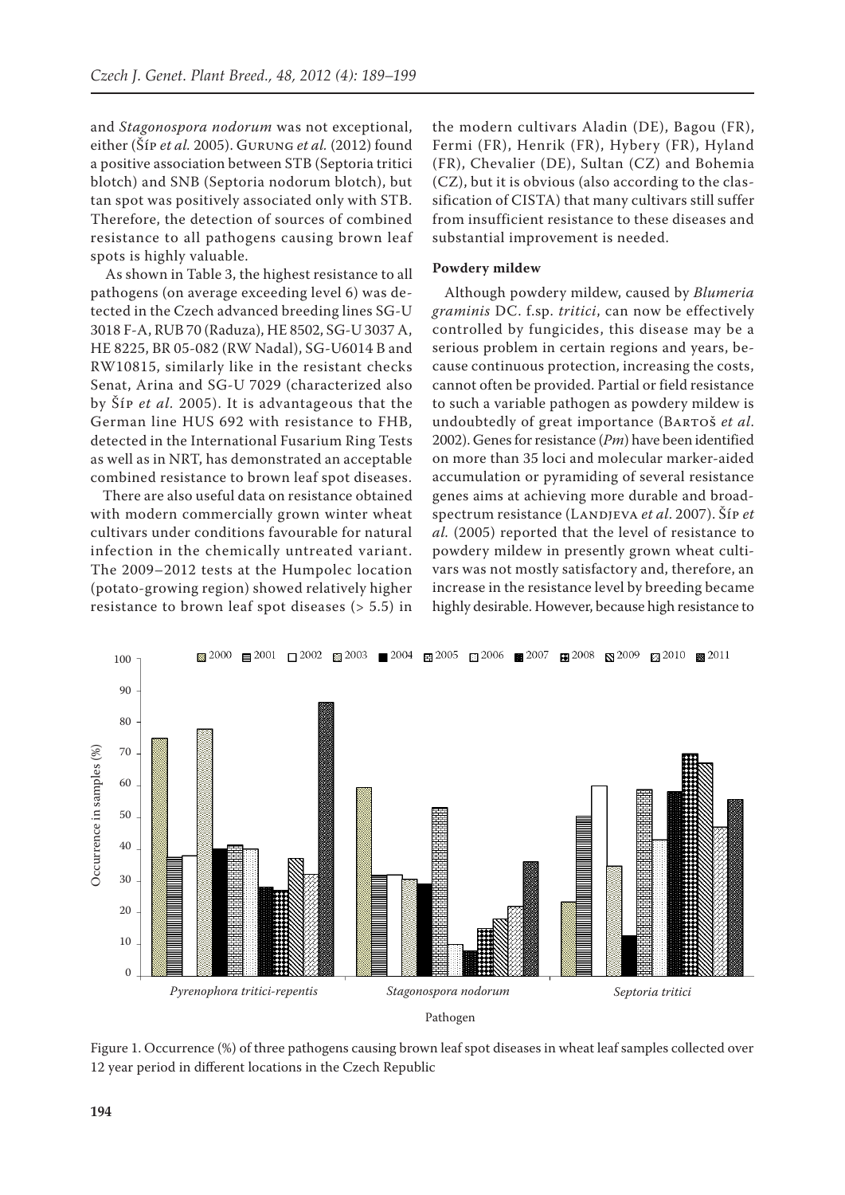and *Stagonospora nodorum* was not exceptional, either (Šíp *et al.* 2005). Gurung *et al.* (2012) found a positive association between STB (Septoria tritici blotch) and SNB (Septoria nodorum blotch), but tan spot was positively associated only with STB. Therefore, the detection of sources of combined resistance to all pathogens causing brown leaf spots is highly valuable.

As shown in Table 3, the highest resistance to all pathogens (on average exceeding level 6) was detected in the Czech advanced breeding lines SG-U 3018 F-A, RUB 70 (Raduza), HE 8502, SG-U 3037 A, HE 8225, BR 05-082 (RW Nadal), SG-U6014 B and RW10815, similarly like in the resistant checks Senat, Arina and SG-U 7029 (characterized also by Šíp *et al.* 2005). It is advantageous that the German line HUS 692 with resistance to FHB, detected in the International Fusarium Ring Tests as well as in NRT, has demonstrated an acceptable combined resistance to brown leaf spot diseases.

There are also useful data on resistance obtained with modern commercially grown winter wheat cultivars under conditions favourable for natural infection in the chemically untreated variant. The 2009–2012 tests at the Humpolec location (potato-growing region) showed relatively higher resistance to brown leaf spot diseases (> 5.5) in the modern cultivars Aladin (DE), Bagou (FR), Fermi (FR), Henrik (FR), Hybery (FR), Hyland (FR), Chevalier (DE), Sultan (CZ) and Bohemia (CZ), but it is obvious (also according to the classification of CISTA) that many cultivars still suffer from insufficient resistance to these diseases and substantial improvement is needed.

### Powdery mildew

Although powdery mildew, caused by *Blumeria graminis* DC. f.sp. *tritici*, can now be effectively controlled by fungicides, this disease may be a serious problem in certain regions and years, because continuous protection, increasing the costs, cannot often be provided. Partial or field resistance to such a variable pathogen as powdery mildew is undoubtedly of great importance (Bartoš *et al*. 2002). Genes for resistance (*Pm*) have been identified on more than 35 loci and molecular marker-aided accumulation or pyramiding of several resistance genes aims at achieving more durable and broad-spectrum resistance (Landjeva *et al*. 2007). Šíp *et al.* (2005) reported that the level of resistance to powdery mildew in presently grown wheat cultivars was not mostly satisfactory and, therefore, an increase in the resistance level by breeding became highly desirable. However, because high resistance to

Figure 1. Occurrence (%) of three pathogens causing brown leaf spot diseases in wheat leaf samples collected over 12 year period in different locations in the Czech Republic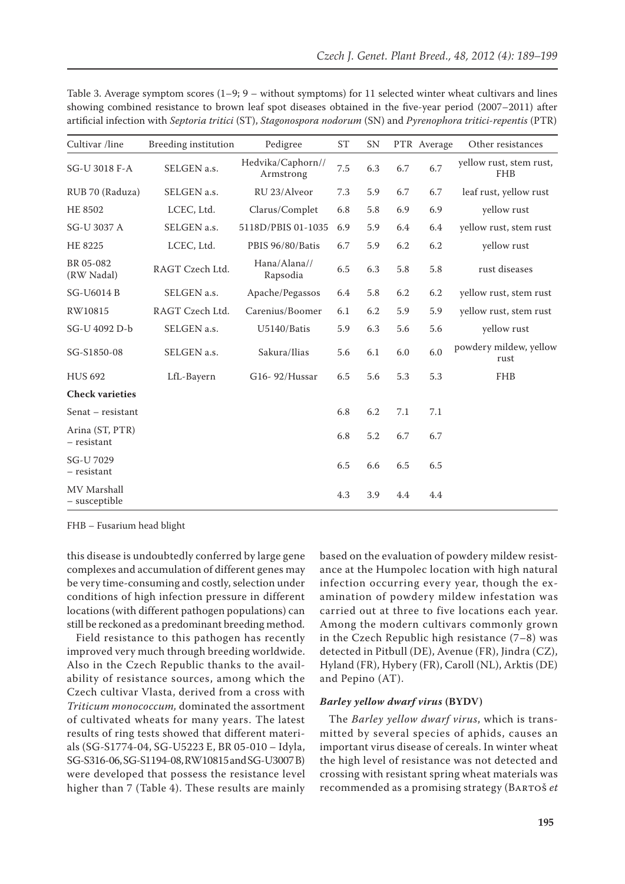Table 3. Average symptom scores (1–9; 9 – without symptoms) for 11 selected winter wheat cultivars and lines showing combined resistance to brown leaf spot diseases obtained in the five-year period (2007–2011) after artificial infection with *Septoria tritici* (ST), *Stagonospora nodorum* (SN) and *Pyrenophora tritici-repentis* (PTR)

| Cultivar /line | Breeding institution | Pedigree | ST | SN | PTR | Average | Other resistances |
|---|---|---|---|---|---|---|---|
| SG-U 3018 F-A | SELGEN a.s. | Hedvika/Caphorn//Armstrong | 7.5 | 6.3 | 6.7 | 6.7 | yellow rust, stem rust, FHB |
| RUB 70 (Raduza) | SELGEN a.s. | RU 23/Alveor | 7.3 | 5.9 | 6.7 | 6.7 | leaf rust, yellow rust |
| HE 8502 | LCEC, Ltd. | Clarus/Complet | 6.8 | 5.8 | 6.9 | 6.9 | yellow rust |
| SG-U 3037 A | SELGEN a.s. | 5118D/PBIS 01-1035 | 6.9 | 5.9 | 6.4 | 6.4 | yellow rust, stem rust |
| HE 8225 | LCEC, Ltd. | PBIS 96/80/Batis | 6.7 | 5.9 | 6.2 | 6.2 | yellow rust |
| BR 05-082 (RW Nadal) | RAGT Czech Ltd. | Hana/Alana//Rapsodia | 6.5 | 6.3 | 5.8 | 5.8 | rust diseases |
| SG-U6014 B | SELGEN a.s. | Apache/Pegassos | 6.4 | 5.8 | 6.2 | 6.2 | yellow rust, stem rust |
| RW10815 | RAGT Czech Ltd. | Carenius/Boomer | 6.1 | 6.2 | 5.9 | 5.9 | yellow rust, stem rust |
| SG-U 4092 D-b | SELGEN a.s. | U5140/Batis | 5.9 | 6.3 | 5.6 | 5.6 | yellow rust |
| SG-S1850-08 | SELGEN a.s. | Sakura/Ilias | 5.6 | 6.1 | 6.0 | 6.0 | powdery mildew, yellow rust |
| HUS 692 | LfL-Bayern | G16- 92/Hussar | 6.5 | 5.6 | 5.3 | 5.3 | FHB |
| **Check varieties** | | | | | | | |
| Senat – resistant | | | 6.8 | 6.2 | 7.1 | 7.1 | |
| Arina (ST, PTR) – resistant | | | 6.8 | 5.2 | 6.7 | 6.7 | |
| SG-U 7029 – resistant | | | 6.5 | 6.6 | 6.5 | 6.5 | |
| MV Marshall – susceptible | | | 4.3 | 3.9 | 4.4 | 4.4 | |

FHB – Fusarium head blight

this disease is undoubtedly conferred by large gene complexes and accumulation of different genes may be very time-consuming and costly, selection under conditions of high infection pressure in different locations (with different pathogen populations) can still be reckoned as a predominant breeding method.

Field resistance to this pathogen has recently improved very much through breeding worldwide. Also in the Czech Republic thanks to the availability of resistance sources, among which the Czech cultivar Vlasta, derived from a cross with *Triticum monococcum,* dominated the assortment of cultivated wheats for many years. The latest results of ring tests showed that different materials (SG-S1774-04, SG-U5223 E, BR 05-010 – Idyla, SG-S316-06, SG-S1194-08, RW10815 and SG-U3007 B) were developed that possess the resistance level higher than 7 (Table 4). These results are mainly based on the evaluation of powdery mildew resistance at the Humpolec location with high natural infection occurring every year, though the examination of powdery mildew infestation was carried out at three to five locations each year. Among the modern cultivars commonly grown in the Czech Republic high resistance (7–8) was detected in Pitbull (DE), Avenue (FR), Jindra (CZ), Hyland (FR), Hybery (FR), Caroll (NL), Arktis (DE) and Pepino (AT).

### *Barley yellow dwarf virus* (BYDV)

The *Barley yellow dwarf virus*, which is transmitted by several species of aphids, causes an important virus disease of cereals. In winter wheat the high level of resistance was not detected and crossing with resistant spring wheat materials was recommended as a promising strategy (Bartoš *et*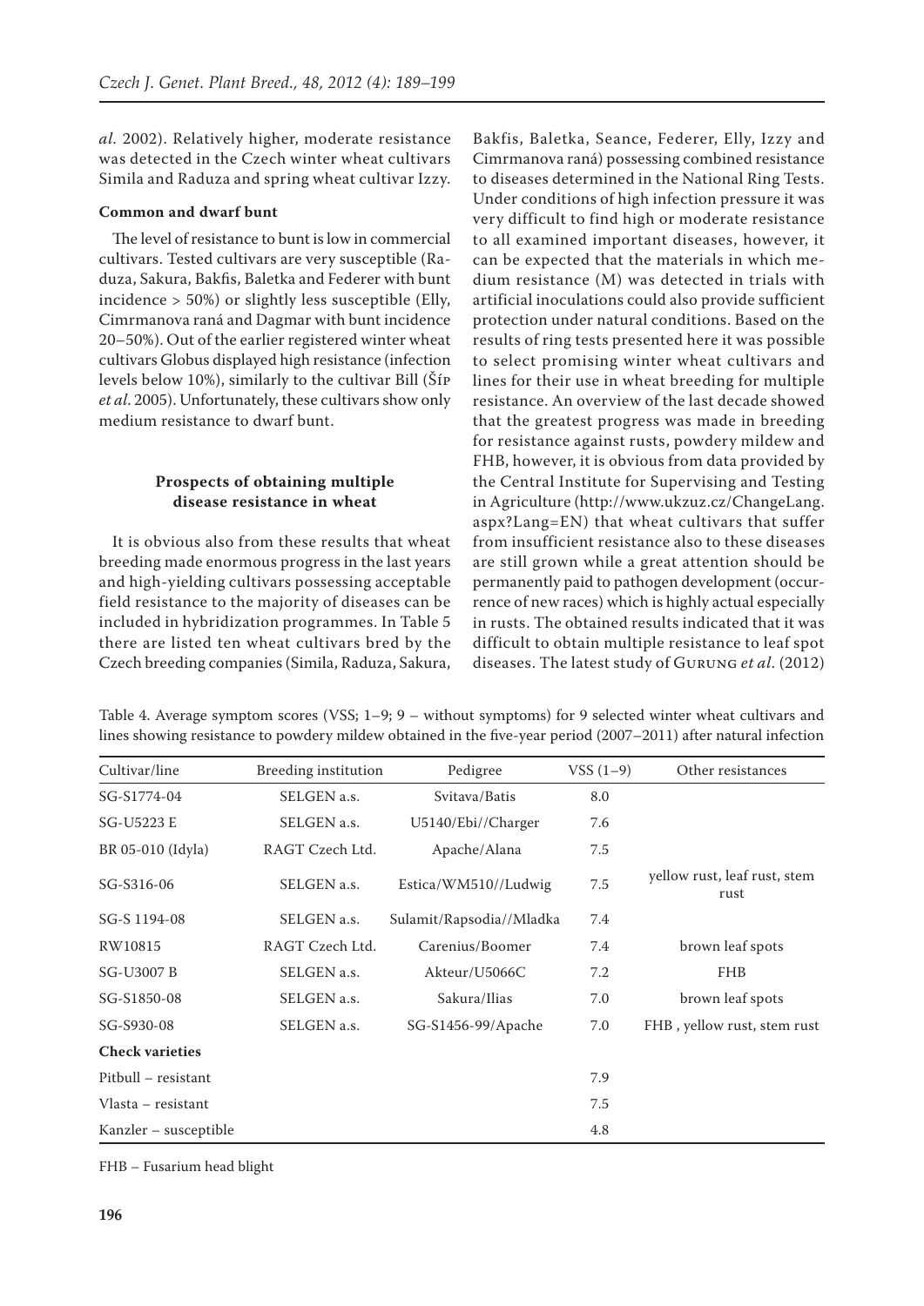*al.* 2002). Relatively higher, moderate resistance was detected in the Czech winter wheat cultivars Simila and Raduza and spring wheat cultivar Izzy.

**Common and dwarf bunt**

The level of resistance to bunt is low in commercial cultivars. Tested cultivars are very susceptible (Raduza, Sakura, Bakfis, Baletka and Federer with bunt incidence > 50%) or slightly less susceptible (Elly, Cimrmanova raná and Dagmar with bunt incidence 20–50%). Out of the earlier registered winter wheat cultivars Globus displayed high resistance (infection levels below 10%), similarly to the cultivar Bill (Šíp *et al.* 2005). Unfortunately, these cultivars show only medium resistance to dwarf bunt.

## Prospects of obtaining multiple disease resistance in wheat

It is obvious also from these results that wheat breeding made enormous progress in the last years and high-yielding cultivars possessing acceptable field resistance to the majority of diseases can be included in hybridization programmes. In Table 5 there are listed ten wheat cultivars bred by the Czech breeding companies (Simila, Raduza, Sakura, Bakfis, Baletka, Seance, Federer, Elly, Izzy and Cimrmanova raná) possessing combined resistance to diseases determined in the National Ring Tests. Under conditions of high infection pressure it was very difficult to find high or moderate resistance to all examined important diseases, however, it can be expected that the materials in which medium resistance (M) was detected in trials with artificial inoculations could also provide sufficient protection under natural conditions. Based on the results of ring tests presented here it was possible to select promising winter wheat cultivars and lines for their use in wheat breeding for multiple resistance. An overview of the last decade showed that the greatest progress was made in breeding for resistance against rusts, powdery mildew and FHB, however, it is obvious from data provided by the Central Institute for Supervising and Testing in Agriculture (http://www.ukzuz.cz/ChangeLang.aspx?Lang=EN) that wheat cultivars that suffer from insufficient resistance also to these diseases are still grown while a great attention should be permanently paid to pathogen development (occurrence of new races) which is highly actual especially in rusts. The obtained results indicated that it was difficult to obtain multiple resistance to leaf spot diseases. The latest study of Gurung *et al.* (2012)

Table 4. Average symptom scores (VSS; 1–9; 9 – without symptoms) for 9 selected winter wheat cultivars and lines showing resistance to powdery mildew obtained in the five-year period (2007–2011) after natural infection

| Cultivar/line | Breeding institution | Pedigree | VSS (1–9) | Other resistances |
|---|---|---|---|---|
| SG-S1774-04 | SELGEN a.s. | Svitava/Batis | 8.0 | |
| SG-U5223 E | SELGEN a.s. | U5140/Ebi//Charger | 7.6 | |
| BR 05-010 (Idyla) | RAGT Czech Ltd. | Apache/Alana | 7.5 | |
| SG-S316-06 | SELGEN a.s. | Estica/WM510//Ludwig | 7.5 | yellow rust, leaf rust, stem rust |
| SG-S 1194-08 | SELGEN a.s. | Sulamit/Rapsodia//Mladka | 7.4 | |
| RW10815 | RAGT Czech Ltd. | Carenius/Boomer | 7.4 | brown leaf spots |
| SG-U3007 B | SELGEN a.s. | Akteur/U5066C | 7.2 | FHB |
| SG-S1850-08 | SELGEN a.s. | Sakura/Ilias | 7.0 | brown leaf spots |
| SG-S930-08 | SELGEN a.s. | SG-S1456-99/Apache | 7.0 | FHB , yellow rust, stem rust |
| **Check varieties** | | | | |
| Pitbull – resistant | | | 7.9 | |
| Vlasta – resistant | | | 7.5 | |
| Kanzler – susceptible | | | 4.8 | |

FHB – Fusarium head blight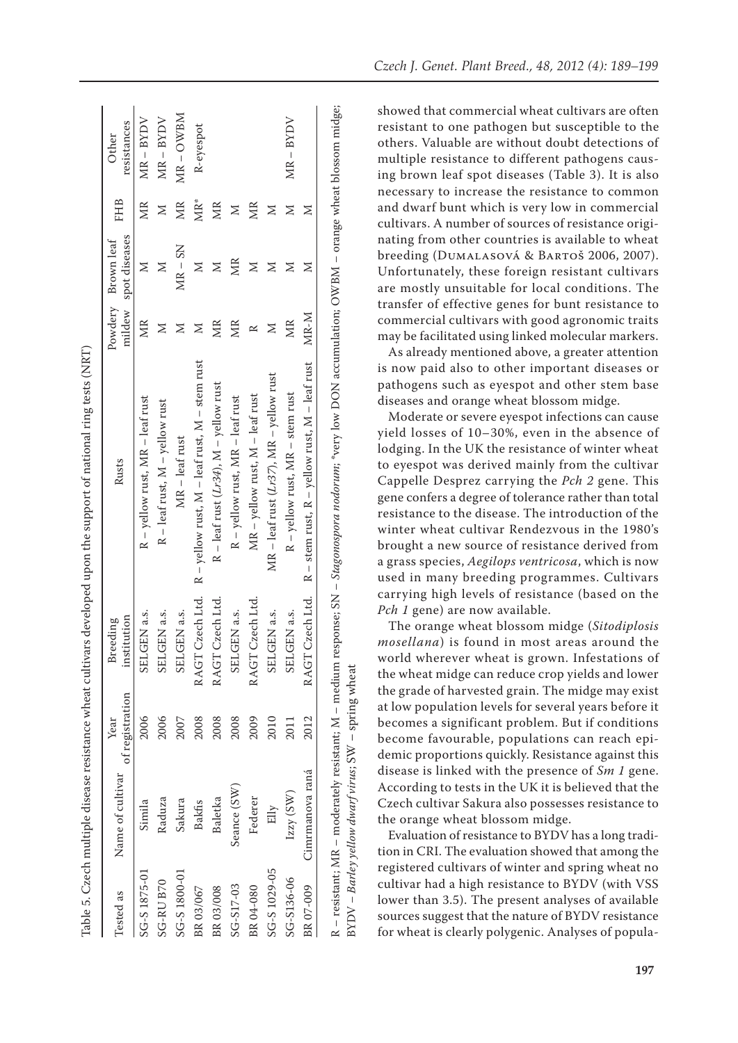Table 5. Czech multiple disease resistance wheat cultivars developed upon the support of national ring tests (NRT)

| Tested as | Name of cultivar | Year of registration | Breeding institution | Rusts | Powdery mildew | Brown leaf spot diseases | FHB | Other resistances |
|---|---|---|---|---|---|---|---|---|
| SG-S 1875-01 | Simila | 2006 | SELGEN a.s. | R – yellow rust, MR – leaf rust | MR | M | MR | MR – BYDV |
| SG-RU B70 | Raduza | 2006 | SELGEN a.s. | R – leaf rust, M – yellow rust | M | M | M | MR – BYDV |
| SG-S 1800-01 | Sakura | 2007 | SELGEN a.s. | MR – leaf rust | M | MR – SN | MR | MR – OWBM |
| BR 03/067 | Bakfis | 2008 | RAGT Czech Ltd. | R – yellow rust, M – leaf rust, M – stem rust | M | M | MR* | R-eyespot |
| BR 03/008 | Baletka | 2008 | RAGT Czech Ltd. | R – leaf rust (*Lr34*), M – yellow rust | MR | M | MR | |
| SG-S17-03 | Seance (SW) | 2008 | SELGEN a.s. | R – yellow rust, MR – leaf rust | MR | MR | M | |
| BR 04-080 | Federer | 2009 | RAGT Czech Ltd. | MR – yellow rust, M – leaf rust | R | M | MR | |
| SG-S 1029-05 | Elly | 2010 | SELGEN a.s. | MR – leaf rust (*Lr37*), MR – yellow rust | M | M | M | |
| SG-S136-06 | Izzy (SW) | 2011 | SELGEN a.s. | R – yellow rust, MR – stem rust | MR | M | M | MR – BYDV |
| BR 07-009 | Cimrmanova raná | 2012 | RAGT Czech Ltd. | R – stem rust, R – yellow rust, M – leaf rust | MR-M | M | M | |

R – resistant; MR – moderately resistant; M – medium response; SN – *Stagonospora nodorum*; *very low DON accumulation; OWBM – orange wheat blossom midge; BYDV – *Barley yellow dwarf virus*; SW – spring wheat

showed that commercial wheat cultivars are often resistant to one pathogen but susceptible to the others. Valuable are without doubt detections of multiple resistance to different pathogens causing brown leaf spot diseases (Table 3). It is also necessary to increase the resistance to common and dwarf bunt which is very low in commercial cultivars. A number of sources of resistance originating from other countries is available to wheat breeding (Dumalasová & Bartoš 2006, 2007). Unfortunately, these foreign resistant cultivars are mostly unsuitable for local conditions. The transfer of effective genes for bunt resistance to commercial cultivars with good agronomic traits may be facilitated using linked molecular markers.

As already mentioned above, a greater attention is now paid also to other important diseases or pathogens such as eyespot and other stem base diseases and orange wheat blossom midge.

Moderate or severe eyespot infections can cause yield losses of 10–30%, even in the absence of lodging. In the UK the resistance of winter wheat to eyespot was derived mainly from the cultivar Cappelle Desprez carrying the *Pch 2* gene. This gene confers a degree of tolerance rather than total resistance to the disease. The introduction of the winter wheat cultivar Rendezvous in the 1980's brought a new source of resistance derived from a grass species, *Aegilops ventricosa*, which is now used in many breeding programmes. Cultivars carrying high levels of resistance (based on the *Pch 1* gene) are now available.

The orange wheat blossom midge (*Sitodiplosis mosellana*) is found in most areas around the world wherever wheat is grown. Infestations of the wheat midge can reduce crop yields and lower the grade of harvested grain. The midge may exist at low population levels for several years before it becomes a significant problem. But if conditions become favourable, populations can reach epidemic proportions quickly. Resistance against this disease is linked with the presence of *Sm 1* gene. According to tests in the UK it is believed that the Czech cultivar Sakura also possesses resistance to the orange wheat blossom midge.

Evaluation of resistance to BYDV has a long tradition in CRI. The evaluation showed that among the registered cultivars of winter and spring wheat no cultivar had a high resistance to BYDV (with VSS lower than 3.5). The present analyses of available sources suggest that the nature of BYDV resistance for wheat is clearly polygenic. Analyses of popula-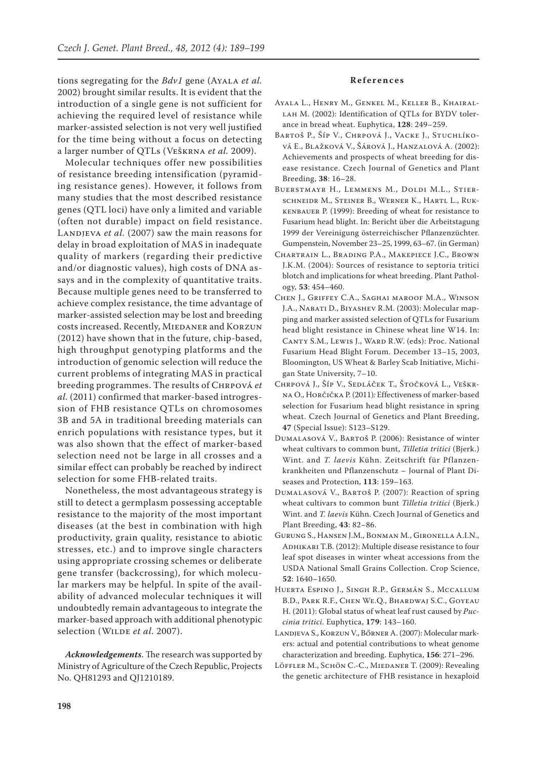tions segregating for the *Bdv1* gene (Ayala *et al.* 2002) brought similar results. It is evident that the introduction of a single gene is not sufficient for achieving the required level of resistance while marker-assisted selection is not very well justified for the time being without a focus on detecting a larger number of QTLs (Veškrna *et al.* 2009).

Molecular techniques offer new possibilities of resistance breeding intensification (pyramiding resistance genes). However, it follows from many studies that the most described resistance genes (QTL loci) have only a limited and variable (often not durable) impact on field resistance. Landjeva *et al.* (2007) saw the main reasons for delay in broad exploitation of MAS in inadequate quality of markers (regarding their predictive and/or diagnostic values), high costs of DNA assays and in the complexity of quantitative traits. Because multiple genes need to be transferred to achieve complex resistance, the time advantage of marker-assisted selection may be lost and breeding costs increased. Recently, Miedaner and Korzun (2012) have shown that in the future, chip-based, high throughput genotyping platforms and the introduction of genomic selection will reduce the current problems of integrating MAS in practical breeding programmes. The results of Chrpová *et al.* (2011) confirmed that marker-based introgression of FHB resistance QTLs on chromosomes 3B and 5A in traditional breeding materials can enrich populations with resistance types, but it was also shown that the effect of marker-based selection need not be large in all crosses and a similar effect can probably be reached by indirect selection for some FHB-related traits.

Nonetheless, the most advantageous strategy is still to detect a germplasm possessing acceptable resistance to the majority of the most important diseases (at the best in combination with high productivity, grain quality, resistance to abiotic stresses, etc.) and to improve single characters using appropriate crossing schemes or deliberate gene transfer (backcrossing), for which molecular markers may be helpful. In spite of the availability of advanced molecular techniques it will undoubtedly remain advantageous to integrate the marker-based approach with additional phenotypic selection (Wilde *et al.* 2007).

***Acknowledgements***. The research was supported by Ministry of Agriculture of the Czech Republic, Projects No. QH81293 and QJ1210189.

## References

Ayala L., Henry M., Genkel M., Keller B., Khairallah M. (2002): Identification of QTLs for BYDV tolerance in bread wheat. Euphytica, **128**: 249–259.

Bartoš P., Šíp V., Chrpová J., Vacke J., Stuchlíková E., Blažková V., Šárová J., Hanzalová A. (2002): Achievements and prospects of wheat breeding for disease resistance. Czech Journal of Genetics and Plant Breeding, **38**: 16–28.

Buerstmayr H., Lemmens M., Doldi M.L., Stierschneidr M., Steiner B., Werner K., Hartl L., Ruckenbauer P. (1999): Breeding of wheat for resistance to Fusarium head blight. In: Bericht über die Arbeitstagung 1999 der Vereinigung österreichischer Pflanzenzüchter. Gumpenstein, November 23–25, 1999, 63–67. (in German)

Chartrain L., Brading P.A., Makepiece J.C., Brown J.K.M. (2004): Sources of resistance to septoria tritici blotch and implications for wheat breeding. Plant Pathology, **53**: 454–460.

Chen J., Griffey C.A., Saghai maroof M.A., Winson J.A., Nabati D., Biyashev R.M. (2003): Molecular mapping and marker assisted selection of QTLs for Fusarium head blight resistance in Chinese wheat line W14. In: Canty S.M., Lewis J., Ward R.W. (eds): Proc. National Fusarium Head Blight Forum. December 13–15, 2003, Bloomington, US Wheat & Barley Scab Initiative, Michigan State University, 7–10.

Chrpová J., Šíp V., Sedláček T., Štočková L., Veškrna O., Horčička P. (2011): Effectiveness of marker-based selection for Fusarium head blight resistance in spring wheat. Czech Journal of Genetics and Plant Breeding, **47** (Special Issue): S123–S129.

Dumalasová V., Bartoš P. (2006): Resistance of winter wheat cultivars to common bunt, *Tilletia tritici* (Bjerk.) Wint. and *T. laevis* Kühn. Zeitschrift für Pflanzenkrankheiten und Pflanzenschutz – Journal of Plant Diseases and Protection, **113**: 159–163.

Dumalasová V., Bartoš P. (2007): Reaction of spring wheat cultivars to common bunt *Tilletia tritici* (Bjerk.) Wint. and *T. laevis* Kühn. Czech Journal of Genetics and Plant Breeding, **43**: 82–86.

Gurung S., Hansen J.M., Bonman M., Gironella A.I.N., Adhikari T.B. (2012): Multiple disease resistance to four leaf spot diseases in winter wheat accessions from the USDA National Small Grains Collection. Crop Science, **52**: 1640–1650.

Huerta Espino J., Singh R.P., Germán S., Mccallum B.D., Park R.F., Chen We.Q., Bhardwaj S.C., Goyeau H. (2011): Global status of wheat leaf rust caused by *Puccinia triticі*. Euphytica, **179**: 143–160.

Landjeva S., Korzun V., Bőrner A. (2007): Molecular markers: actual and potential contributions to wheat genome characterization and breeding. Euphytica, **156**: 271–296.

Löffler M., Schön C.-C., Miedaner T. (2009): Revealing the genetic architecture of FHB resistance in hexaploid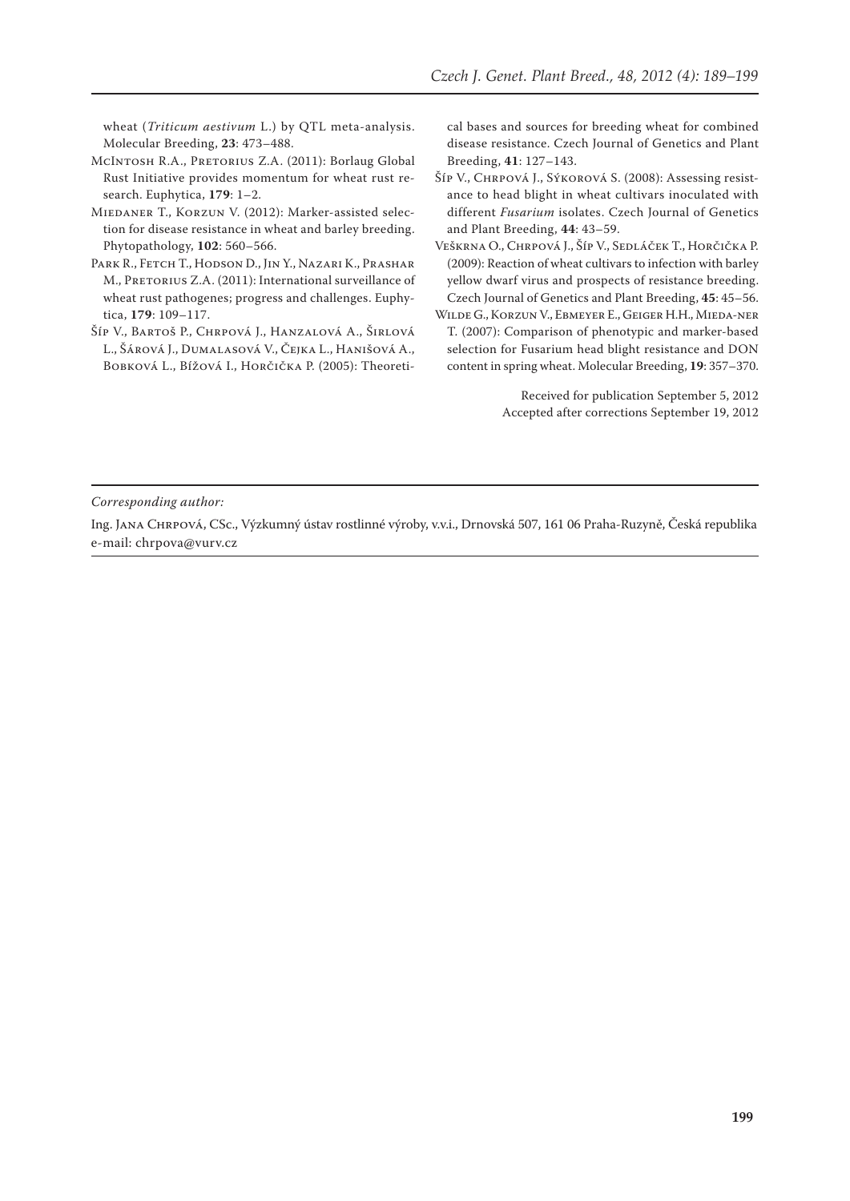wheat (*Triticum aestivum* L.) by QTL meta-analysis. Molecular Breeding, **23**: 473–488.

McIntosh R.A., Pretorius Z.A. (2011): Borlaug Global Rust Initiative provides momentum for wheat rust research. Euphytica, **179**: 1–2.

Miedaner T., Korzun V. (2012): Marker-assisted selection for disease resistance in wheat and barley breeding. Phytopathology, **102**: 560–566.

Park R., Fetch T., Hodson D., Jin Y., Nazari K., Prashar M., Pretorius Z.A. (2011): International surveillance of wheat rust pathogenes; progress and challenges. Euphytica, **179**: 109–117.

Šíp V., Bartoš P., Chrpová J., Hanzalová A., Širlová L., Šárová J., Dumalasová V., Čejka L., Hanišová A., Bobková L., Bížová I., Horčička P. (2005): Theoretical bases and sources for breeding wheat for combined disease resistance. Czech Journal of Genetics and Plant Breeding, **41**: 127–143.

Šíp V., Chrpová J., Sýkorová S. (2008): Assessing resistance to head blight in wheat cultivars inoculated with different *Fusarium* isolates. Czech Journal of Genetics and Plant Breeding, **44**: 43–59.

Veškrna O., Chrpová J., Šíp V., Sedláček T., Horčička P. (2009): Reaction of wheat cultivars to infection with barley yellow dwarf virus and prospects of resistance breeding. Czech Journal of Genetics and Plant Breeding, **45**: 45–56.

Wilde G., Korzun V., Ebmeyer E., Geiger H.H., Mieda-ner T. (2007): Comparison of phenotypic and marker-based selection for Fusarium head blight resistance and DON content in spring wheat. Molecular Breeding, **19**: 357–370.

Received for publication September 5, 2012
Accepted after corrections September 19, 2012

*Corresponding author:*

Ing. Jana Chrpová, CSc., Výzkumný ústav rostlinné výroby, v.v.i., Drnovská 507, 161 06 Praha-Ruzyně, Česká republika
e-mail: chrpova@vurv.cz